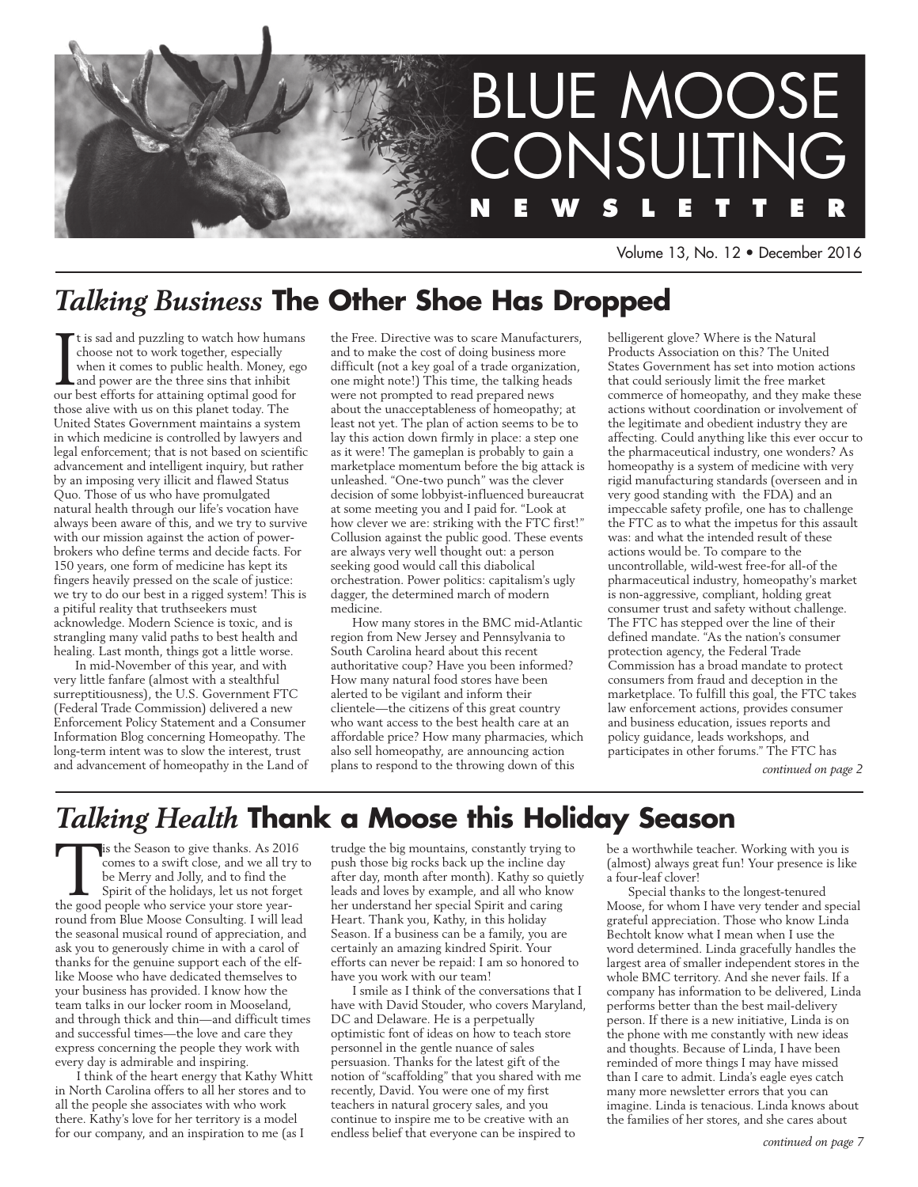# BLUE MOOSE CONSULTING NEWSLETTER

Volume 13, No. 12 • December 2016

## *Talking Business* The Other Shoe Has Dropped

It is sad and puzzling to watch how humans choose not to work together, especially when it comes to public health. Money, ego and power are the three sins that inhibit our best efforts for attaining optimal good for those alive with us on this planet today. The United States Government maintains a system in which medicine is controlled by lawyers and legal enforcement; that is not based on scientific advancement and intelligent inquiry, but rather by an imposing very illicit and flawed Status Quo. Those of us who have promulgated natural health through our life's vocation have always been aware of this, and we try to survive with our mission against the action of power-brokers who define terms and decide facts. For 150 years, one form of medicine has kept its fingers heavily pressed on the scale of justice: we try to do our best in a rigged system! This is a pitiful reality that truthseekers must acknowledge. Modern Science is toxic, and is strangling many valid paths to best health and healing. Last month, things got a little worse.

In mid-November of this year, and with very little fanfare (almost with a stealthful surreptitiousness), the U.S. Government FTC (Federal Trade Commission) delivered a new Enforcement Policy Statement and a Consumer Information Blog concerning Homeopathy. The long-term intent was to slow the interest, trust and advancement of homeopathy in the Land of the Free. Directive was to scare Manufacturers, and to make the cost of doing business more difficult (not a key goal of a trade organization, one might note!) This time, the talking heads were not prompted to read prepared news about the unacceptableness of homeopathy; at least not yet. The plan of action seems to be to lay this action down firmly in place: a step one as it were! The gameplan is probably to gain a marketplace momentum before the big attack is unleashed. "One-two punch" was the clever decision of some lobbyist-influenced bureaucrat at some meeting you and I paid for. "Look at how clever we are: striking with the FTC first!" Collusion against the public good. These events are always very well thought out: a person seeking good would call this diabolical orchestration. Power politics: capitalism's ugly dagger, the determined march of modern medicine.

How many stores in the BMC mid-Atlantic region from New Jersey and Pennsylvania to South Carolina heard about this recent authoritative coup? Have you been informed? How many natural food stores have been alerted to be vigilant and inform their clientele—the citizens of this great country who want access to the best health care at an affordable price? How many pharmacies, which also sell homeopathy, are announcing action plans to respond to the throwing down of this belligerent glove? Where is the Natural Products Association on this? The United States Government has set into motion actions that could seriously limit the free market commerce of homeopathy, and they make these actions without coordination or involvement of the legitimate and obedient industry they are affecting. Could anything like this ever occur to the pharmaceutical industry, one wonders? As homeopathy is a system of medicine with very rigid manufacturing standards (overseen and in very good standing with the FDA) and an impeccable safety profile, one has to challenge the FTC as to what the impetus for this assault was: and what the intended result of these actions would be. To compare to the uncontrollable, wild-west free-for all-of the pharmaceutical industry, homeopathy's market is non-aggressive, compliant, holding great consumer trust and safety without challenge. The FTC has stepped over the line of their defined mandate. "As the nation's consumer protection agency, the Federal Trade Commission has a broad mandate to protect consumers from fraud and deception in the marketplace. To fulfill this goal, the FTC takes law enforcement actions, provides consumer and business education, issues reports and policy guidance, leads workshops, and participates in other forums." The FTC has

*continued on page 2*

## *Talking Health* Thank a Moose this Holiday Season

Tis the Season to give thanks. As 2016 comes to a swift close, and we all try to be Merry and Jolly, and to find the Spirit of the holidays, let us not forget the good people who service your store year-round from Blue Moose Consulting. I will lead the seasonal musical round of appreciation, and ask you to generously chime in with a carol of thanks for the genuine support each of the elf-like Moose who have dedicated themselves to your business has provided. I know how the team talks in our locker room in Mooseland, and through thick and thin—and difficult times and successful times—the love and care they express concerning the people they work with every day is admirable and inspiring.

I think of the heart energy that Kathy Whitt in North Carolina offers to all her stores and to all the people she associates with who work there. Kathy's love for her territory is a model for our company, and an inspiration to me (as I trudge the big mountains, constantly trying to push those big rocks back up the incline day after day, month after month). Kathy so quietly leads and loves by example, and all who know her understand her special Spirit and caring Heart. Thank you, Kathy, in this holiday Season. If a business can be a family, you are certainly an amazing kindred Spirit. Your efforts can never be repaid: I am so honored to have you work with our team!

I smile as I think of the conversations that I have with David Stouder, who covers Maryland, DC and Delaware. He is a perpetually optimistic font of ideas on how to teach store personnel in the gentle nuance of sales persuasion. Thanks for the latest gift of the notion of "scaffolding" that you shared with me recently, David. You were one of my first teachers in natural grocery sales, and you continue to inspire me to be creative with an endless belief that everyone can be inspired to be a worthwhile teacher. Working with you is (almost) always great fun! Your presence is like a four-leaf clover!

Special thanks to the longest-tenured Moose, for whom I have very tender and special grateful appreciation. Those who know Linda Bechtolt know what I mean when I use the word determined. Linda gracefully handles the largest area of smaller independent stores in the whole BMC territory. And she never fails. If a company has information to be delivered, Linda performs better than the best mail-delivery person. If there is a new initiative, Linda is on the phone with me constantly with new ideas and thoughts. Because of Linda, I have been reminded of more things I may have missed than I care to admit. Linda's eagle eyes catch many more newsletter errors that you can imagine. Linda is tenacious. Linda knows about the families of her stores, and she cares about

*continued on page 7*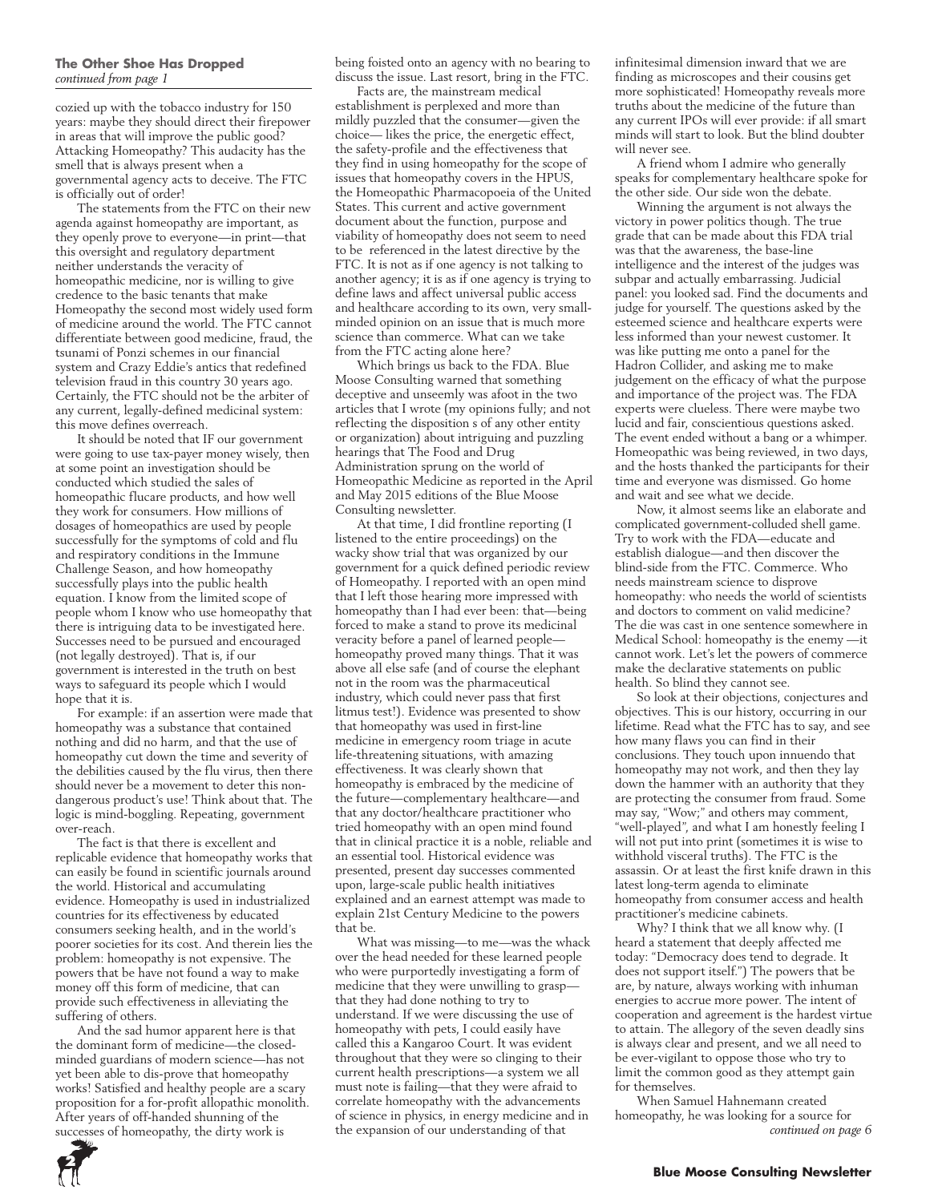**The Other Shoe Has Dropped**
*continued from page 1*

cozied up with the tobacco industry for 150 years: maybe they should direct their firepower in areas that will improve the public good? Attacking Homeopathy? This audacity has the smell that is always present when a governmental agency acts to deceive. The FTC is officially out of order!

The statements from the FTC on their new agenda against homeopathy are important, as they openly prove to everyone—in print—that this oversight and regulatory department neither understands the veracity of homeopathic medicine, nor is willing to give credence to the basic tenants that make Homeopathy the second most widely used form of medicine around the world. The FTC cannot differentiate between good medicine, fraud, the tsunami of Ponzi schemes in our financial system and Crazy Eddie's antics that redefined television fraud in this country 30 years ago. Certainly, the FTC should not be the arbiter of any current, legally-defined medicinal system: this move defines overreach.

It should be noted that IF our government were going to use tax-payer money wisely, then at some point an investigation should be conducted which studied the sales of homeopathic flucare products, and how well they work for consumers. How millions of dosages of homeopathics are used by people successfully for the symptoms of cold and flu and respiratory conditions in the Immune Challenge Season, and how homeopathy successfully plays into the public health equation. I know from the limited scope of people whom I know who use homeopathy that there is intriguing data to be investigated here. Successes need to be pursued and encouraged (not legally destroyed). That is, if our government is interested in the truth on best ways to safeguard its people which I would hope that it is.

For example: if an assertion were made that homeopathy was a substance that contained nothing and did no harm, and that the use of homeopathy cut down the time and severity of the debilities caused by the flu virus, then there should never be a movement to deter this non-dangerous product's use! Think about that. The logic is mind-boggling. Repeating, government over-reach.

The fact is that there is excellent and replicable evidence that homeopathy works that can easily be found in scientific journals around the world. Historical and accumulating evidence. Homeopathy is used in industrialized countries for its effectiveness by educated consumers seeking health, and in the world's poorer societies for its cost. And therein lies the problem: homeopathy is not expensive. The powers that be have not found a way to make money off this form of medicine, that can provide such effectiveness in alleviating the suffering of others.

And the sad humor apparent here is that the dominant form of medicine—the closed-minded guardians of modern science—has not yet been able to dis-prove that homeopathy works! Satisfied and healthy people are a scary proposition for a for-profit allopathic monolith. After years of off-handed shunning of the successes of homeopathy, the dirty work is being foisted onto an agency with no bearing to discuss the issue. Last resort, bring in the FTC.

Facts are, the mainstream medical establishment is perplexed and more than mildly puzzled that the consumer—given the choice— likes the price, the energetic effect, the safety-profile and the effectiveness that they find in using homeopathy for the scope of issues that homeopathy covers in the HPUS, the Homeopathic Pharmacopoeia of the United States. This current and active government document about the function, purpose and viability of homeopathy does not seem to need to be referenced in the latest directive by the FTC. It is not as if one agency is not talking to another agency; it is as if one agency is trying to define laws and affect universal public access and healthcare according to its own, very small-minded opinion on an issue that is much more science than commerce. What can we take from the FTC acting alone here?

Which brings us back to the FDA. Blue Moose Consulting warned that something deceptive and unseemly was afoot in the two articles that I wrote (my opinions fully; and not reflecting the disposition s of any other entity or organization) about intriguing and puzzling hearings that The Food and Drug Administration sprung on the world of Homeopathic Medicine as reported in the April and May 2015 editions of the Blue Moose Consulting newsletter.

At that time, I did frontline reporting (I listened to the entire proceedings) on the wacky show trial that was organized by our government for a quick defined periodic review of Homeopathy. I reported with an open mind that I left those hearing more impressed with homeopathy than I had ever been: that—being forced to make a stand to prove its medicinal veracity before a panel of learned people—homeopathy proved many things. That it was above all else safe (and of course the elephant not in the room was the pharmaceutical industry, which could never pass that first litmus test!). Evidence was presented to show that homeopathy was used in first-line medicine in emergency room triage in acute life-threatening situations, with amazing effectiveness. It was clearly shown that homeopathy is embraced by the medicine of the future—complementary healthcare—and that any doctor/healthcare practitioner who tried homeopathy with an open mind found that in clinical practice it is a noble, reliable and an essential tool. Historical evidence was presented, present day successes commented upon, large-scale public health initiatives explained and an earnest attempt was made to explain 21st Century Medicine to the powers that be.

What was missing—to me—was the whack over the head needed for these learned people who were purportedly investigating a form of medicine that they were unwilling to grasp—that they had done nothing to try to understand. If we were discussing the use of homeopathy with pets, I could easily have called this a Kangaroo Court. It was evident throughout that they were so clinging to their current health prescriptions—a system we all must note is failing—that they were afraid to correlate homeopathy with the advancements of science in physics, in energy medicine and in the expansion of our understanding of that infinitesimal dimension inward that we are finding as microscopes and their cousins get more sophisticated! Homeopathy reveals more truths about the medicine of the future than any current IPOs will ever provide: if all smart minds will start to look. But the blind doubter will never see.

A friend whom I admire who generally speaks for complementary healthcare spoke for the other side. Our side won the debate.

Winning the argument is not always the victory in power politics though. The true grade that can be made about this FDA trial was that the awareness, the base-line intelligence and the interest of the judges was subpar and actually embarrassing. Judicial panel: you looked sad. Find the documents and judge for yourself. The questions asked by the esteemed science and healthcare experts were less informed than your newest customer. It was like putting me onto a panel for the Hadron Collider, and asking me to make judgement on the efficacy of what the purpose and importance of the project was. The FDA experts were clueless. There were maybe two lucid and fair, conscientious questions asked. The event ended without a bang or a whimper. Homeopathic was being reviewed, in two days, and the hosts thanked the participants for their time and everyone was dismissed. Go home and wait and see what we decide.

Now, it almost seems like an elaborate and complicated government-colluded shell game. Try to work with the FDA—educate and establish dialogue—and then discover the blind-side from the FTC. Commerce. Who needs mainstream science to disprove homeopathy: who needs the world of scientists and doctors to comment on valid medicine? The die was cast in one sentence somewhere in Medical School: homeopathy is the enemy —it cannot work. Let's let the powers of commerce make the declarative statements on public health. So blind they cannot see.

So look at their objections, conjectures and objectives. This is our history, occurring in our lifetime. Read what the FTC has to say, and see how many flaws you can find in their conclusions. They touch upon innuendo that homeopathy may not work, and then they lay down the hammer with an authority that they are protecting the consumer from fraud. Some may say, "Wow;" and others may comment, "well-played", and what I am honestly feeling I will not put into print (sometimes it is wise to withhold visceral truths). The FTC is the assassin. Or at least the first knife drawn in this latest long-term agenda to eliminate homeopathy from consumer access and health practitioner's medicine cabinets.

Why? I think that we all know why. (I heard a statement that deeply affected me today: "Democracy does tend to degrade. It does not support itself.") The powers that be are, by nature, always working with inhuman energies to accrue more power. The intent of cooperation and agreement is the hardest virtue to attain. The allegory of the seven deadly sins is always clear and present, and we all need to be ever-vigilant to oppose those who try to limit the common good as they attempt gain for themselves.

When Samuel Hahnemann created homeopathy, he was looking for a source for

*continued on page 6*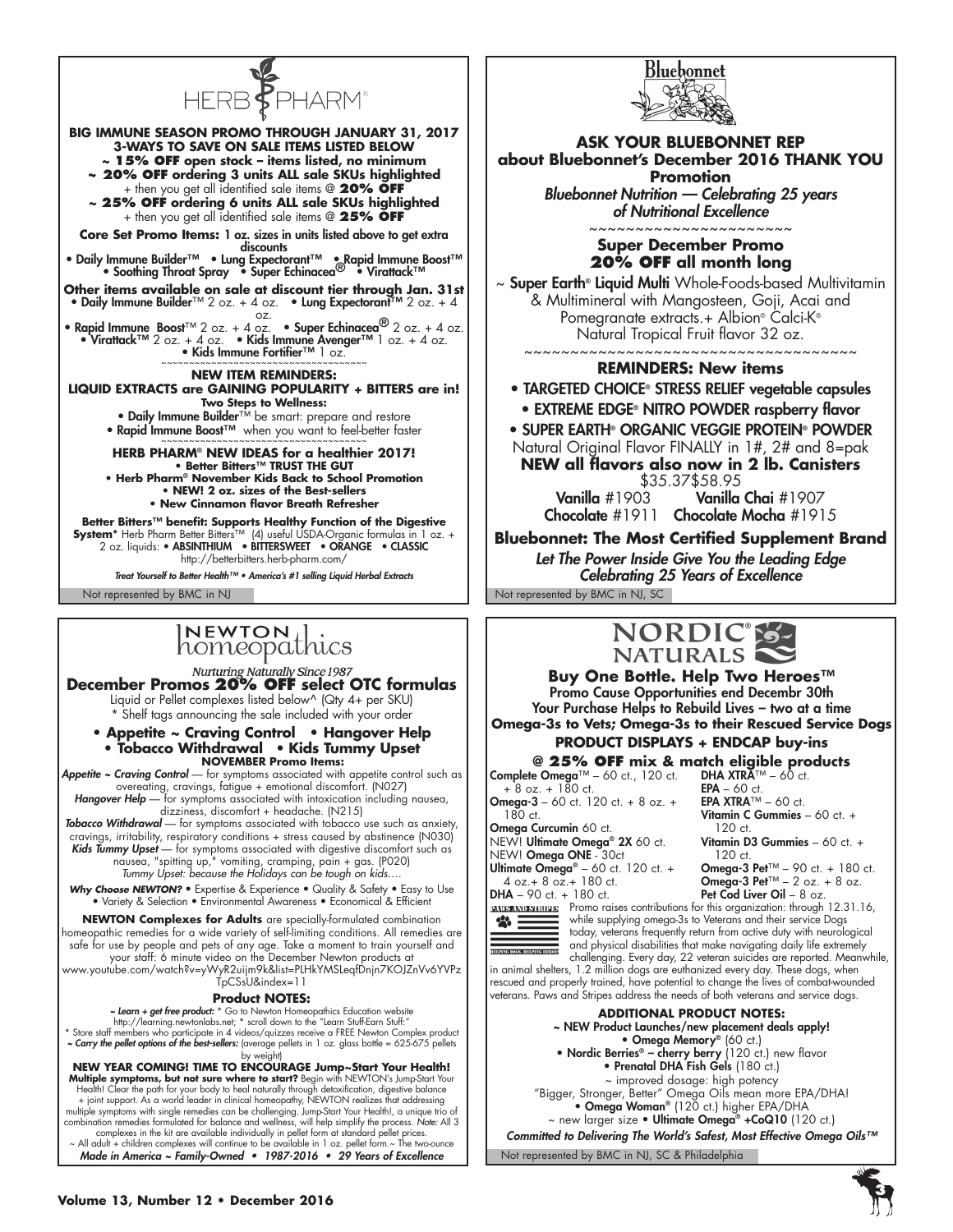# HERB PHARM

**BIG IMMUNE SEASON PROMO THROUGH JANUARY 31, 2017**
**3-WAYS TO SAVE ON SALE ITEMS LISTED BELOW**
**~ 15% OFF open stock – items listed, no minimum**
**~ 20% OFF ordering 3 units ALL sale SKUs highlighted**
+ then you get all identified sale items @ **20% OFF**
**~ 25% OFF ordering 6 units ALL sale SKUs highlighted**
+ then you get all identified sale items @ **25% OFF**

**Core Set Promo Items:** 1 oz. sizes in units listed above to get extra discounts
- Daily Immune Builder™ • Lung Expectorant™ • Rapid Immune Boost™
- Soothing Throat Spray • Super Echinacea® • Virattack™

**Other items available on sale at discount tier through Jan. 31st**
- Daily Immune Builder™ 2 oz. + 4 oz. • Lung Expectorant™ 2 oz. + 4 oz.
- Rapid Immune Boost™ 2 oz. + 4 oz. • Super Echinacea® 2 oz. + 4 oz.
- Virattack™ 2 oz. + 4 oz. • Kids Immune Avenger™ 1 oz. + 4 oz.
- Kids Immune Fortifier™ 1 oz.

**NEW ITEM REMINDERS:**
**LIQUID EXTRACTS are GAINING POPULARITY + BITTERS are in!**
**Two Steps to Wellness:**
- Daily Immune Builder™ be smart: prepare and restore
- Rapid Immune Boost™ when you want to feel-better faster

**HERB PHARM® NEW IDEAS for a healthier 2017!**
- **Better Bitters™ TRUST THE GUT**
- **Herb Pharm® November Kids Back to School Promotion**
- **NEW! 2 oz. sizes of the Best-sellers**
- **New Cinnamon flavor Breath Refresher**

**Better Bitters™ benefit: Supports Healthy Function of the Digestive System*** Herb Pharm Better Bitters™ (4) useful USDA-Organic formulas in 1 oz. + 2 oz. liquids: • ABSINTHIUM • BITTERSWEET • ORANGE • CLASSIC
http://betterbitters.herb-pharm.com/

*Treat Yourself to Better Health™ • America's #1 selling Liquid Herbal Extracts*

Not represented by BMC in NJ

# Bluebonnet

**ASK YOUR BLUEBONNET REP about Bluebonnet's December 2016 THANK YOU Promotion**
*Bluebonnet Nutrition — Celebrating 25 years of Nutritional Excellence*

~~~~~~~~~~~~~~~~~~~~~~

**Super December Promo**
**20% OFF all month long**

~ **Super Earth® Liquid Multi** Whole-Foods-based Multivitamin & Multimineral with Mangosteen, Goji, Acai and Pomegranate extracts.+ Albion® Calci-K® Natural Tropical Fruit flavor 32 oz.

~~~~~~~~~~~~~~~~~~~~~~

**REMINDERS: New items**
- TARGETED CHOICE® STRESS RELIEF vegetable capsules
- EXTREME EDGE® NITRO POWDER raspberry flavor
- SUPER EARTH® ORGANIC VEGGIE PROTEIN® POWDER

Natural Original Flavor FINALLY in 1#, 2# and 8=pak
**NEW all flavors also now in 2 lb. Canisters**
$35.37$58.95

**Vanilla** #1903 **Vanilla Chai** #1907
**Chocolate** #1911 **Chocolate Mocha** #1915

**Bluebonnet: The Most Certified Supplement Brand**
*Let The Power Inside Give You the Leading Edge*
*Celebrating 25 Years of Excellence*

Not represented by BMC in NJ, SC

# NEWTON homeopathics

*Nurturing Naturally Since 1987*

**December Promos 20% OFF select OTC formulas**
Liquid or Pellet complexes listed below^ (Qty 4+ per SKU)
* Shelf tags announcing the sale included with your order

- **Appetite ~ Craving Control** • **Hangover Help**
- **Tobacco Withdrawal** • **Kids Tummy Upset**

**NOVEMBER Promo Items:**

***Appetite ~ Craving Control*** — for symptoms associated with appetite control such as overeating, cravings, fatigue + emotional discomfort. (N027)
***Hangover Help*** — for symptoms associated with intoxication including nausea, dizziness, discomfort + headache. (N215)
***Tobacco Withdrawal*** — for symptoms associated with tobacco use such as anxiety, cravings, irritability, respiratory conditions + stress caused by abstinence (N030)
***Kids Tummy Upset*** — for symptoms associated with digestive discomfort such as nausea, "spitting up," vomiting, cramping, pain + gas. (P020)
*Tummy Upset: because the Holidays can be tough on kids....*

***Why Choose NEWTON?*** • Expertise & Experience • Quality & Safety • Easy to Use • Variety & Selection • Environmental Awareness • Economical & Efficient

**NEWTON Complexes for Adults** are specially-formulated combination homeopathic remedies for a wide variety of self-limiting conditions. All remedies are safe for use by people and pets of any age. Take a moment to train yourself and your staff: 6 minute video on the December Newton products at www.youtube.com/watch?v=yWyR2uijm9k&list=PLHkYMSLeqfDnjn7KOJZnVv6YVPzTpCSsU&index=11

**Product NOTES:**

***~ Learn + get free product:*** * Go to Newton Homeopathics Education website http://learning.newtonlabs.net; * scroll down to the "Learn Stuff-Earn Stuff:"
* Store staff members who participate in 4 videos/quizzes receive a FREE Newton Complex product
***~ Carry the pellet options of the best-sellers:*** (average pellets in 1 oz. glass bottle = 625-675 pellets by weight)

**NEW YEAR COMING! TIME TO ENCOURAGE Jump~Start Your Health!**
**Multiple symptoms, but not sure where to start?** Begin with NEWTON's Jump-Start Your Health! Clear the path for your body to heal naturally through detoxification, digestive balance + joint support. As a world leader in clinical homeopathy, NEWTON realizes that addressing multiple symptoms with single remedies can be challenging. Jump-Start Your Health!, a unique trio of combination remedies formulated for balance and wellness, will help simplify the process. *Note:* All 3 complexes in the kit are available individually in pellet form at standard pellet prices.
~ All adult + children complexes will continue to be available in 1 oz. pellet form.~ The two-ounce
*Made in America ~ Family-Owned • 1987-2016 • 29 Years of Excellence*

# NORDIC NATURALS

**Buy One Bottle. Help Two Heroes™**
**Promo Cause Opportunities end Decembr 30th**
**Your Purchase Helps to Rebuild Lives – two at a time**
**Omega-3s to Vets; Omega-3s to their Rescued Service Dogs**
**PRODUCT DISPLAYS + ENDCAP buy-ins**
**@ 25% OFF mix & match eligible products**

- **Complete Omega**™ – 60 ct., 120 ct. + 8 oz. + 180 ct.
- **Omega-3** – 60 ct. 120 ct. + 8 oz. + 180 ct.
- **Omega Curcumin** 60 ct.
- NEW! **Ultimate Omega® 2X** 60 ct.
- NEW! **Omega ONE** - 30ct
- **Ultimate Omega®** – 60 ct. 120 ct. + 4 oz.+ 8 oz.+ 180 ct.
- **DHA** – 90 ct. + 180 ct.
- **DHA XTRA**™ – 60 ct.
- **EPA** – 60 ct.
- **EPA XTRA**™ – 60 ct.
- **Vitamin C Gummies** – 60 ct. + 120 ct.
- **Vitamin D3 Gummies** – 60 ct. + 120 ct.
- **Omega-3 Pet**™ – 90 ct. + 180 ct.
- **Omega-3 Pet**™ – 2 oz. + 8 oz.
- **Pet Cod Liver Oil** – 8 oz.

PAWS AND STRIPES — HELPING DOGS. HELPING HEROES.

Promo raises contributions for this organization: through 12.31.16, while supplying omega-3s to Veterans and their service Dogs today, veterans frequently return from active duty with neurological and physical disabilities that make navigating daily life extremely challenging. Every day, 22 veteran suicides are reported. Meanwhile, in animal shelters, 1.2 million dogs are euthanized every day. These dogs, when rescued and properly trained, have potential to change the lives of combat-wounded veterans. Paws and Stripes address the needs of both veterans and service dogs.

**ADDITIONAL PRODUCT NOTES:**
**~ NEW Product Launches/new placement deals apply!**
- **Omega Memory®** (60 ct.)
- **Nordic Berries® – cherry berry** (120 ct.) new flavor
- **Prenatal DHA Fish Gels** (180 ct.)

~ improved dosage: high potency
"Bigger, Stronger, Better" Omega Oils mean more EPA/DHA!
- **Omega Woman®** (120 ct.) higher EPA/DHA

~ new larger size • **Ultimate Omega® +CoQ10** (120 ct.)

***Committed to Delivering The World's Safest, Most Effective Omega Oils™***

Not represented by BMC in NJ, SC & Philadelphia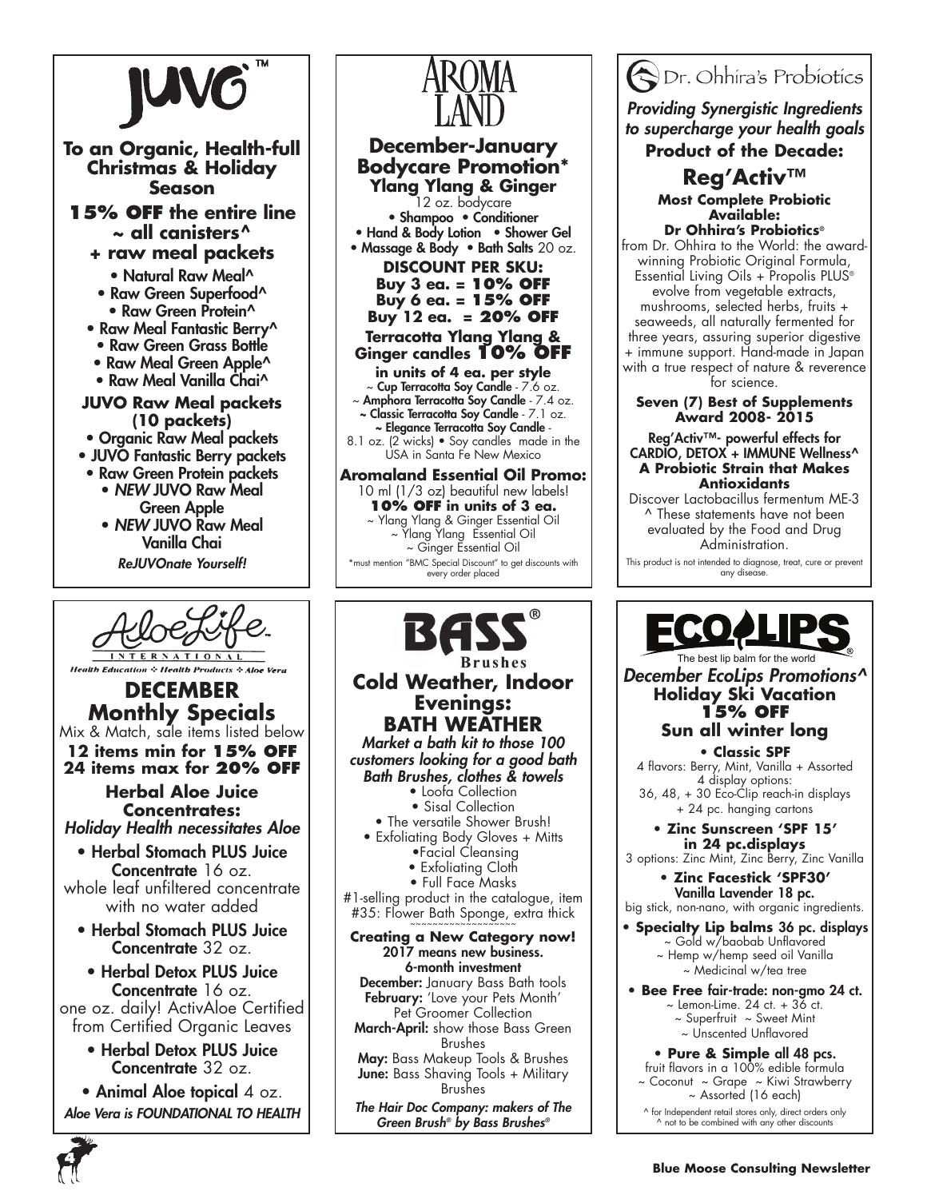# JUVO™

**To an Organic, Health-full Christmas & Holiday Season**

**15% OFF the entire line ~ all canisters^ + raw meal packets**

- Natural Raw Meal^
- Raw Green Superfood^
- Raw Green Protein^
- Raw Meal Fantastic Berry^
- Raw Green Grass Bottle
- Raw Meal Green Apple^
- Raw Meal Vanilla Chai^

**JUVO Raw Meal packets (10 packets)**

- Organic Raw Meal packets
- JUVO Fantastic Berry packets
- Raw Green Protein packets
- *NEW* JUVO Raw Meal Green Apple
- *NEW* JUVO Raw Meal Vanilla Chai

*ReJUVOnate Yourself!*

# AROMA LAND

**December-January Bodycare Promotion\***

**Ylang Ylang & Ginger**

12 oz. bodycare

- Shampoo • Conditioner
- Hand & Body Lotion • Shower Gel
- Massage & Body • Bath Salts 20 oz.

**DISCOUNT PER SKU:**
**Buy 3 ea. = 10% OFF**
**Buy 6 ea. = 15% OFF**
**Buy 12 ea. = 20% OFF**

**Terracotta Ylang Ylang & Ginger candles 10% OFF in units of 4 ea. per style**

~ Cup Terracotta Soy Candle - 7.6 oz.
~ Amphora Terracotta Soy Candle - 7.4 oz.
~ Classic Terracotta Soy Candle - 7.1 oz.
~ Elegance Terracotta Soy Candle - 8.1 oz. (2 wicks) • Soy candles made in the USA in Santa Fe New Mexico

**Aromaland Essential Oil Promo:**

10 ml (1/3 oz) beautiful new labels!

**10% OFF in units of 3 ea.**

~ Ylang Ylang & Ginger Essential Oil
~ Ylang Ylang Essential Oil
~ Ginger Essential Oil

\*must mention "BMC Special Discount" to get discounts with every order placed

# Dr. Ohhira's Probiotics

*Providing Synergistic Ingredients to supercharge your health goals*

**Product of the Decade:**

## Reg'Activ™

**Most Complete Probiotic Available:**
**Dr Ohhira's Probiotics®**

from Dr. Ohhira to the World: the award-winning Probiotic Original Formula, Essential Living Oils + Propolis PLUS® evolve from vegetable extracts, mushrooms, selected herbs, fruits + seaweeds, all naturally fermented for three years, assuring superior digestive + immune support. Hand-made in Japan with a true respect of nature & reverence for science.

**Seven (7) Best of Supplements Award 2008- 2015**

Reg'Activ™- powerful effects for CARDIO, DETOX + IMMUNE Wellness^

**A Probiotic Strain that Makes Antioxidants**

Discover Lactobacillus fermentum ME-3

^ These statements have not been evaluated by the Food and Drug Administration.

This product is not intended to diagnose, treat, cure or prevent any disease.

# AloeLife International

Health Education ✣ Health Products ✣ Aloe Vera

## DECEMBER Monthly Specials

Mix & Match, sale items listed below

**12 items min for 15% OFF**
**24 items max for 20% OFF**

**Herbal Aloe Juice Concentrates:**
*Holiday Health necessitates Aloe*

- Herbal Stomach PLUS Juice Concentrate 16 oz. whole leaf unfiltered concentrate with no water added
- Herbal Stomach PLUS Juice Concentrate 32 oz.
- Herbal Detox PLUS Juice Concentrate 16 oz. one oz. daily! ActivAloe Certified from Certified Organic Leaves
- Herbal Detox PLUS Juice Concentrate 32 oz.
- Animal Aloe topical 4 oz.

*Aloe Vera is FOUNDATIONAL TO HEALTH*

# BASS® Brushes

## Cold Weather, Indoor Evenings: BATH WEATHER

*Market a bath kit to those 100 customers looking for a good bath Bath Brushes, clothes & towels*

- Loofa Collection
- Sisal Collection
- The versatile Shower Brush!
- Exfoliating Body Gloves + Mitts
- Facial Cleansing
- Exfoliating Cloth
- Full Face Masks

#1-selling product in the catalogue, item #35: Flower Bath Sponge, extra thick

**Creating a New Category now!**
2017 means new business.
6-month investment

**December:** January Bass Bath tools
**February:** 'Love your Pets Month' Pet Groomer Collection
**March-April:** show those Bass Green Brushes
**May:** Bass Makeup Tools & Brushes
**June:** Bass Shaving Tools + Military Brushes

*The Hair Doc Company: makers of The Green Brush® by Bass Brushes®*

# ECOLIPS®

The best lip balm for the world

*December EcoLips Promotions^*

**Holiday Ski Vacation 15% OFF Sun all winter long**

- **Classic SPF**
  4 flavors: Berry, Mint, Vanilla + Assorted
  4 display options:
  36, 48, + 30 Eco-Clip reach-in displays + 24 pc. hanging cartons
- **Zinc Sunscreen 'SPF 15' in 24 pc.displays**
  3 options: Zinc Mint, Zinc Berry, Zinc Vanilla
- **Zinc Facestick 'SPF30'** Vanilla Lavender 18 pc.
  big stick, non-nano, with organic ingredients.
- **Specialty Lip balms** 36 pc. displays
  ~ Gold w/baobab Unflavored
  ~ Hemp w/hemp seed oil Vanilla
  ~ Medicinal w/tea tree
- **Bee Free** fair-trade: non-gmo 24 ct.
  ~ Lemon-Lime. 24 ct. + 36 ct.
  ~ Superfruit ~ Sweet Mint
  ~ Unscented Unflavored
- **Pure & Simple** all 48 pcs.
  fruit flavors in a 100% edible formula
  ~ Coconut ~ Grape ~ Kiwi Strawberry
  ~ Assorted (16 each)

^ for Independent retail stores only, direct orders only
^ not to be combined with any other discounts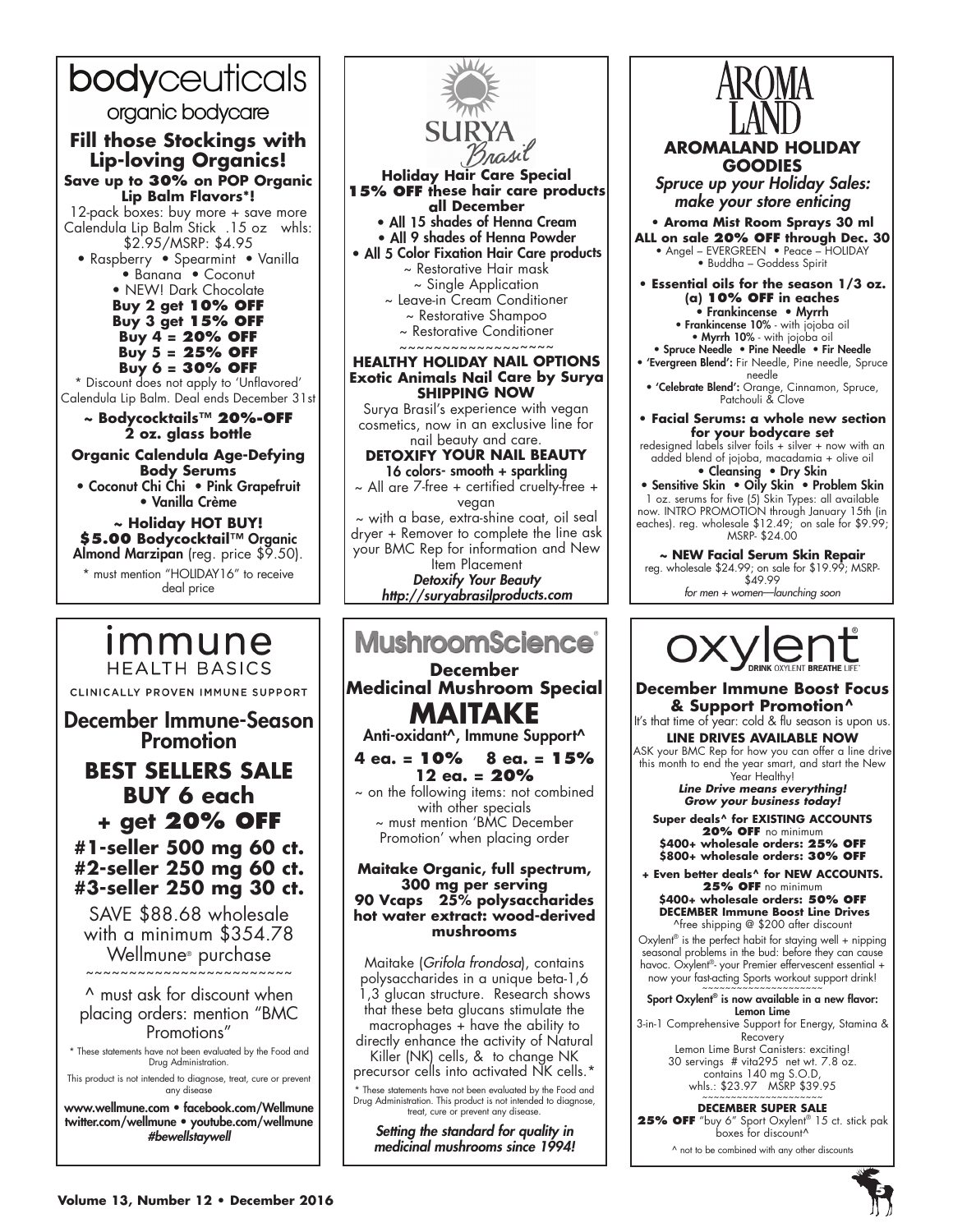# bodyceuticals

organic bodycare

## Fill those Stockings with Lip-loving Organics!

**Save up to 30% on POP Organic Lip Balm Flavors*!**

12-pack boxes: buy more + save more
Calendula Lip Balm Stick .15 oz whls: $2.95/MSRP: $4.95

- Raspberry • Spearmint • Vanilla
- Banana • Coconut
- NEW! Dark Chocolate

**Buy 2 get 10% OFF**
**Buy 3 get 15% OFF**
**Buy 4 = 20% OFF**
**Buy 5 = 25% OFF**
**Buy 6 = 30% OFF**

* Discount does not apply to 'Unflavored' Calendula Lip Balm. Deal ends December 31st

**~ Bodycocktails™ 20%-OFF 2 oz. glass bottle**

**Organic Calendula Age-Defying Body Serums**

- Coconut Chi Chi • Pink Grapefruit
- Vanilla Crème

**~ Holiday HOT BUY! $5.00 Bodycocktail™ Organic Almond Marzipan** (reg. price $9.50).

* must mention "HOLIDAY16" to receive deal price

---

# SURYA Brasil

## Holiday Hair Care Special

**15% OFF these hair care products all December**

- All 15 shades of Henna Cream
- All 9 shades of Henna Powder
- All 5 Color Fixation Hair Care products
  - ~ Restorative Hair mask
  - ~ Single Application
  - ~ Leave-in Cream Conditioner
  - ~ Restorative Shampoo
  - ~ Restorative Conditioner

~~~~~~~~~~~~~~~~~~

## HEALTHY HOLIDAY NAIL OPTIONS

**Exotic Animals Nail Care by Surya SHIPPING NOW**

Surya Brasil's experience with vegan cosmetics, now in an exclusive line for nail beauty and care.

**DETOXIFY YOUR NAIL BEAUTY**

**16 colors- smooth + sparkling**

~ All are 7-free + certified cruelty-free + vegan

~ with a base, extra-shine coat, oil seal dryer + Remover to complete the line ask your BMC Rep for information and New Item Placement

***Detoxify Your Beauty***
***http://suryabrasilproducts.com***

---

# AROMA LAND

## AROMALAND HOLIDAY GOODIES

*Spruce up your Holiday Sales: make your store enticing*

**• Aroma Mist Room Sprays 30 ml ALL on sale 20% OFF through Dec. 30**

- Angel – EVERGREEN • Peace – HOLIDAY
- Buddha – Goddess Spirit

**• Essential oils for the season 1/3 oz. (a) 10% OFF in eaches**

- **Frankincense • Myrrh**
- **Frankincense 10%** - with jojoba oil
- **Myrrh 10%** - with jojoba oil
- **Spruce Needle • Pine Needle • Fir Needle**
- **'Evergreen Blend':** Fir Needle, Pine needle, Spruce needle
- **'Celebrate Blend':** Orange, Cinnamon, Spruce, Patchouli & Clove

**• Facial Serums: a whole new section for your bodycare set**

redesigned labels silver foils + silver + now with an added blend of jojoba, macadamia + olive oil

- **Cleansing • Dry Skin**
- **Sensitive Skin • Oily Skin • Problem Skin**

1 oz. serums for five (5) Skin Types: all available now. INTRO PROMOTION through January 15th (in eaches). reg. wholesale $12.49; on sale for $9.99; MSRP- $24.00

**~ NEW Facial Serum Skin Repair**
reg. wholesale $24.99; on sale for $19.99; MSRP- $49.99
*for men + women—launching soon*

---

# immune HEALTH BASICS

CLINICALLY PROVEN IMMUNE SUPPORT

## December Immune-Season Promotion

## BEST SELLERS SALE BUY 6 each + get 20% OFF

**#1-seller 500 mg 60 ct.**
**#2-seller 250 mg 60 ct.**
**#3-seller 250 mg 30 ct.**

SAVE $88.68 wholesale with a minimum $354.78 Wellmune® purchase

~~~~~~~~~~~~~~~~~~~~~~~~

^ must ask for discount when placing orders: mention "BMC Promotions"

* These statements have not been evaluated by the Food and Drug Administration.

This product is not intended to diagnose, treat, cure or prevent any disease

**www.wellmune.com • facebook.com/Wellmune twitter.com/wellmune • youtube.com/wellmune**
***#bewellstaywell***

---

# MushroomScience®

## December Medicinal Mushroom Special

# MAITAKE

**Anti-oxidant^, Immune Support^**

**4 ea. = 10% 8 ea. = 15%**
**12 ea. = 20%**

~ on the following items: not combined with other specials
~ must mention 'BMC December Promotion' when placing order

**Maitake Organic, full spectrum, 300 mg per serving**
**90 Vcaps 25% polysaccharides hot water extract: wood-derived mushrooms**

Maitake (*Grifola frondosa*), contains polysaccharides in a unique beta-1,6 1,3 glucan structure. Research shows that these beta glucans stimulate the macrophages + have the ability to directly enhance the activity of Natural Killer (NK) cells, & to change NK precursor cells into activated NK cells.*

* These statements have not been evaluated by the Food and Drug Administration. This product is not intended to diagnose, treat, cure or prevent any disease.

***Setting the standard for quality in medicinal mushrooms since 1994!***

---

# oxylent®

DRINK OXYLENT BREATHE LIFE®

## December Immune Boost Focus & Support Promotion^

It's that time of year: cold & flu season is upon us.

**LINE DRIVES AVAILABLE NOW**

ASK your BMC Rep for how you can offer a line drive this month to end the year smart, and start the New Year Healthy!

***Line Drive means everything!***
***Grow your business today!***

**Super deals^ for EXISTING ACCOUNTS**
**20% OFF** no minimum
**$400+ wholesale orders: 25% OFF**
**$800+ wholesale orders: 30% OFF**

**+ Even better deals^ for NEW ACCOUNTS.**
**25% OFF** no minimum
**$400+ wholesale orders: 50% OFF**
**DECEMBER Immune Boost Line Drives**
^free shipping @ $200 after discount

Oxylent® is the perfect habit for staying well + nipping seasonal problems in the bud: before they can cause havoc. Oxylent®- your Premier effervescent essential + now your fast-acting Sports workout support drink!

~~~~~~~~~~~~~~~~~~~~

**Sport Oxylent® is now available in a new flavor: Lemon Lime**

3-in-1 Comprehensive Support for Energy, Stamina & Recovery
Lemon Lime Burst Canisters: exciting!
30 servings # vita295 net wt. 7.8 oz.
contains 140 mg S.O.D,
whls.: $23.97 MSRP $39.95

~~~~~~~~~~~~~~~~~~~~

**DECEMBER SUPER SALE**
**25% OFF** "buy 6" Sport Oxylent® 15 ct. stick pak boxes for discount^

^ not to be combined with any other discounts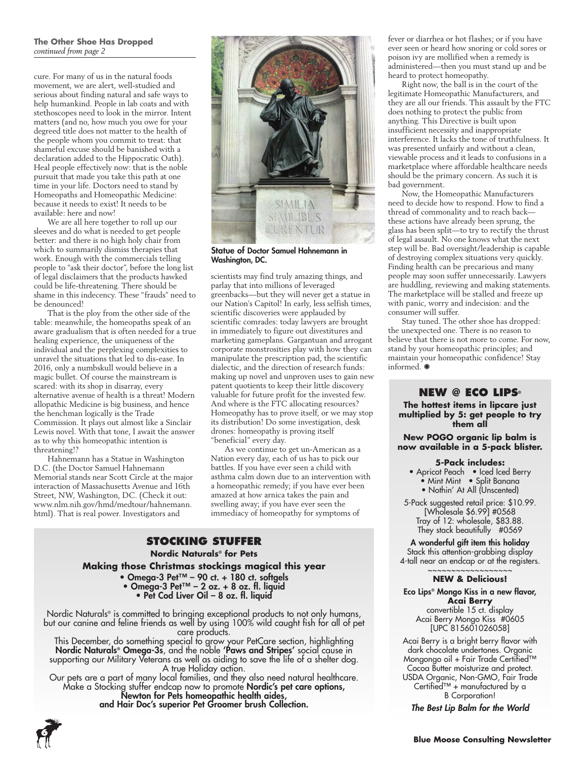**The Other Shoe Has Dropped**
*continued from page 2*

cure. For many of us in the natural foods movement, we are alert, well-studied and serious about finding natural and safe ways to help humankind. People in lab coats and with stethoscopes need to look in the mirror. Intent matters (and no, how much you owe for your degreed title does not matter to the health of the people whom you commit to treat: that shameful excuse should be banished with a declaration added to the Hippocratic Oath). Heal people effectively now: that is the noble pursuit that made you take this path at one time in your life. Doctors need to stand by Homeopaths and Homeopathic Medicine: because it needs to exist! It needs to be available: here and now!

We are all here together to roll up our sleeves and do what is needed to get people better: and there is no high holy chair from which to summarily dismiss therapies that work. Enough with the commercials telling people to "ask their doctor", before the long list of legal disclaimers that the products hawked could be life-threatening. There should be shame in this indecency. These "frauds" need to be denounced!

That is the ploy from the other side of the table: meanwhile, the homeopaths speak of an aware gradualism that is often needed for a true healing experience, the uniqueness of the individual and the perplexing complexities to unravel the situations that led to dis-ease. In 2016, only a numbskull would believe in a magic bullet. Of course the mainstream is scared: with its shop in disarray, every alternative avenue of health is a threat! Modern allopathic Medicine is big business, and hence the henchman logically is the Trade Commission. It plays out almost like a Sinclair Lewis novel. With that tone, I await the answer as to why this homeopathic intention is threatening!?

Hahnemann has a Statue in Washington D.C. (the Doctor Samuel Hahnemann Memorial stands near Scott Circle at the major interaction of Massachusetts Avenue and 16th Street, NW, Washington, DC. (Check it out: www.nlm.nih.gov/hmd/medtour/hahnemann.html). That is real power. Investigators and scientists may find truly amazing things, and parlay that into millions of leveraged greenbacks—but they will never get a statue in our Nation's Capitol! In early, less selfish times, scientific discoveries were applauded by scientific comrades: today lawyers are brought in immediately to figure out divestitures and marketing gameplans. Gargantuan and arrogant corporate monstrosities play with how they can manipulate the prescription pad, the scientific dialectic, and the direction of research funds: making up novel and unproven uses to gain new patent quotients to keep their little discovery valuable for future profit for the invested few. And where is the FTC allocating resources? Homeopathy has to prove itself, or we may stop its distribution! Do some investigation, desk drones: homeopathy is proving itself "beneficial" every day.

Statue of Doctor Samuel Hahnemann in Washington, DC.

As we continue to get un-American as a Nation every day, each of us has to pick our battles. If you have ever seen a child with asthma calm down due to an intervention with a homeopathic remedy; if you have ever been amazed at how arnica takes the pain and swelling away; if you have ever seen the immediacy of homeopathy for symptoms of fever or diarrhea or hot flashes; or if you have ever seen or heard how snoring or cold sores or poison ivy are mollified when a remedy is administered—then you must stand up and be heard to protect homeopathy.

Right now, the ball is in the court of the legitimate Homeopathic Manufacturers, and they are all our friends. This assault by the FTC does nothing to protect the public from anything. This Directive is built upon insufficient necessity and inappropriate interference. It lacks the tone of truthfulness. It was presented unfairly and without a clean, viewable process and it leads to confusions in a marketplace where affordable healthcare needs should be the primary concern. As such it is bad government.

Now, the Homeopathic Manufacturers need to decide how to respond. How to find a thread of commonality and to reach back—these actions have already been sprung, the glass has been split—to try to rectify the thrust of legal assault. No one knows what the next step will be. Bad oversight/leadership is capable of destroying complex situations very quickly. Finding health can be precarious and many people may soon suffer unnecessarily. Lawyers are huddling, reviewing and making statements. The marketplace will be stalled and freeze up with panic, worry and indecision: and the consumer will suffer.

Stay tuned. The other shoe has dropped: the unexpected one. There is no reason to believe that there is not more to come. For now, stand by your homeopathic principles; and maintain your homeopathic confidence! Stay informed. ❋

## STOCKING STUFFER

**Nordic Naturals® for Pets**

**Making those Christmas stockings magical this year**

- **Omega-3 Pet™ – 90 ct. + 180 ct. softgels**
- **Omega-3 Pet™ – 2 oz. + 8 oz. fl. liquid**
- **Pet Cod Liver Oil – 8 oz. fl. liquid**

Nordic Naturals® is committed to bringing exceptional products to not only humans, but our canine and feline friends as well by using 100% wild caught fish for all of pet care products.

This December, do something special to grow your PetCare section, highlighting **Nordic Naturals® Omega-3s**, and the noble **'Paws and Stripes'** social cause in supporting our Military Veterans as well as aiding to save the life of a shelter dog. A true Holiday action.

Our pets are a part of many local families, and they also need natural healthcare. Make a Stocking stuffer endcap now to promote **Nordic's pet care options, Newton for Pets homeopathic health aides, and Hair Doc's superior Pet Groomer brush Collection.**

## NEW @ ECO LIPS®

**The hottest items in lipcare just multiplied by 5: get people to try them all**

**New POGO organic lip balm is now available in a 5-pack blister.**

**5-Pack includes:**

- Apricot Peach
- Iced Iced Berry
- Mint Mint
- Split Banana
- Nothin' At All (Unscented)

5-Pack suggested retail price: $10.99. [Wholesale $6.99] #0568
Tray of 12: wholesale, $83.88. They stack beautifully #0569

**A wonderful gift item this holiday**
Stack this attention-grabbing display 4-tall near an endcap or at the registers.

~~~~~~~~~~~~~~~~~~

**NEW & Delicious!**

**Eco Lips® Mongo Kiss in a new flavor, Acai Berry**
convertible 15 ct. display
Acai Berry Mongo Kiss #0605
[UPC 815601026058]

Acai Berry is a bright berry flavor with dark chocolate undertones. Organic Mongongo oil + Fair Trade Certified™ Cocoa Butter moisturize and protect. USDA Organic, Non-GMO, Fair Trade Certified™ + manufactured by a B Corporation!

***The Best Lip Balm for the World***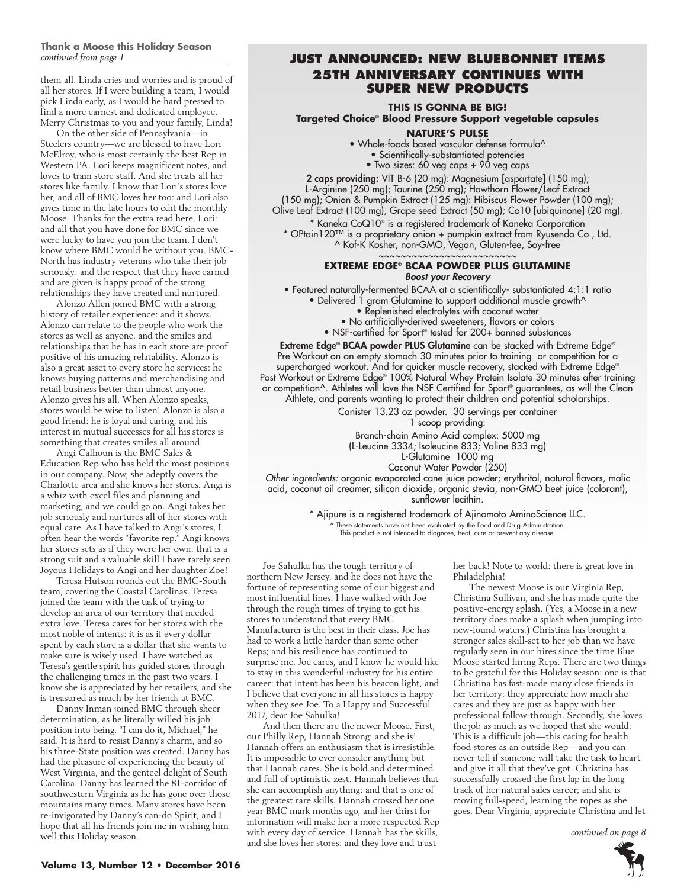**Thank a Moose this Holiday Season**
*continued from page 1*

them all. Linda cries and worries and is proud of all her stores. If I were building a team, I would pick Linda early, as I would be hard pressed to find a more earnest and dedicated employee. Merry Christmas to you and your family, Linda!

On the other side of Pennsylvania—in Steelers country—we are blessed to have Lori McElroy, who is most certainly the best Rep in Western PA. Lori keeps magnificent notes, and loves to train store staff. And she treats all her stores like family. I know that Lori's stores love her, and all of BMC loves her too: and Lori also gives time in the late hours to edit the monthly Moose. Thanks for the extra read here, Lori: and all that you have done for BMC since we were lucky to have you join the team. I don't know where BMC would be without you. BMC-North has industry veterans who take their job seriously: and the respect that they have earned and are given is happy proof of the strong relationships they have created and nurtured.

Alonzo Allen joined BMC with a strong history of retailer experience: and it shows. Alonzo can relate to the people who work the stores as well as anyone, and the smiles and relationships that he has in each store are proof positive of his amazing relatability. Alonzo is also a great asset to every store he services: he knows buying patterns and merchandising and retail business better than almost anyone. Alonzo gives his all. When Alonzo speaks, stores would be wise to listen! Alonzo is also a good friend: he is loyal and caring, and his interest in mutual successes for all his stores is something that creates smiles all around.

Angi Calhoun is the BMC Sales & Education Rep who has held the most positions in our company. Now, she adeptly covers the Charlotte area and she knows her stores. Angi is a whiz with excel files and planning and marketing, and we could go on. Angi takes her job seriously and nurtures all of her stores with equal care. As I have talked to Angi's stores, I often hear the words "favorite rep." Angi knows her stores sets as if they were her own: that is a strong suit and a valuable skill I have rarely seen. Joyous Holidays to Angi and her daughter Zoe!

Teresa Hutson rounds out the BMC-South team, covering the Coastal Carolinas. Teresa joined the team with the task of trying to develop an area of our territory that needed extra love. Teresa cares for her stores with the most noble of intents: it is as if every dollar spent by each store is a dollar that she wants to make sure is wisely used. I have watched as Teresa's gentle spirit has guided stores through the challenging times in the past two years. I know she is appreciated by her retailers, and she is treasured as much by her friends at BMC.

Danny Inman joined BMC through sheer determination, as he literally willed his job position into being. "I can do it, Michael," he said. It is hard to resist Danny's charm, and so his three-State position was created. Danny has had the pleasure of experiencing the beauty of West Virginia, and the genteel delight of South Carolina. Danny has learned the 81-corridor of southwestern Virginia as he has gone over those mountains many times. Many stores have been re-invigorated by Danny's can-do Spirit, and I hope that all his friends join me in wishing him well this Holiday season.

## JUST ANNOUNCED: NEW BLUEBONNET ITEMS 25TH ANNIVERSARY CONTINUES WITH SUPER NEW PRODUCTS

**THIS IS GONNA BE BIG!**
**Targeted Choice® Blood Pressure Support vegetable capsules**

**NATURE'S PULSE**

- Whole-foods based vascular defense formula^
- Scientifically-substantiated potencies
- Two sizes: 60 veg caps + 90 veg caps

**2 caps providing:** VIT B-6 (20 mg): Magnesium [aspartate] (150 mg); L-Arginine (250 mg); Taurine (250 mg); Hawthorn Flower/Leaf Extract (150 mg); Onion & Pumpkin Extract (125 mg): Hibiscus Flower Powder (100 mg); Olive Leaf Extract (100 mg); Grape seed Extract (50 mg); Co10 [ubiquinone] (20 mg).

\* Kaneka CoQ10® is a registered trademark of Kaneka Corporation
\* OPtain120™ is a proprietary onion + pumpkin extract from Ryusendo Co., Ltd.
^ Kof-K Kosher, non-GMO, Vegan, Gluten-fee, Soy-free

~~~~~~~~~~~~~~~~~~~~~~~~~

**EXTREME EDGE® BCAA POWDER PLUS GLUTAMINE**
***Boost your Recovery***

- Featured naturally-fermented BCAA at a scientifically- substantiated 4:1:1 ratio
- Delivered 1 gram Glutamine to support additional muscle growth^
- Replenished electrolytes with coconut water
- No artificially-derived sweeteners, flavors or colors
- NSF-certified for Sport® tested for 200+ banned substances

**Extreme Edge® BCAA powder PLUS Glutamine** can be stacked with Extreme Edge® Pre Workout on an empty stomach 30 minutes prior to training or competition for a supercharged workout. And for quicker muscle recovery, stacked with Extreme Edge® Post Workout or Extreme Edge® 100% Natural Whey Protein Isolate 30 minutes after training or competition^. Athletes will love the NSF Certified for Sport® guarantees, as will the Clean Athlete, and parents wanting to protect their children and potential scholarships.

Canister 13.23 oz powder. 30 servings per container
1 scoop providing:
Branch-chain Amino Acid complex: 5000 mg
(L-Leucine 3334; Isoleucine 833; Valine 833 mg)
L-Glutamine 1000 mg
Coconut Water Powder (250)

*Other ingredients:* organic evaporated cane juice powder; erythritol, natural flavors, malic acid, coconut oil creamer, silicon dioxide, organic stevia, non-GMO beet juice (colorant), sunflower lecithin.

\* Ajipure is a registered trademark of Ajinomoto AminoScience LLC.

^ These statements have not been evaluated by the Food and Drug Administration. This product is not intended to diagnose, treat, cure or prevent any disease.

Joe Sahulka has the tough territory of northern New Jersey, and he does not have the fortune of representing some of our biggest and most influential lines. I have walked with Joe through the rough times of trying to get his stores to understand that every BMC Manufacturer is the best in their class. Joe has had to work a little harder than some other Reps; and his resilience has continued to surprise me. Joe cares, and I know he would like to stay in this wonderful industry for his entire career: that intent has been his beacon light, and I believe that everyone in all his stores is happy when they see Joe. To a Happy and Successful 2017, dear Joe Sahulka!

And then there are the newer Moose. First, our Philly Rep, Hannah Strong: and she is! Hannah offers an enthusiasm that is irresistible. It is impossible to ever consider anything but that Hannah cares. She is bold and determined and full of optimistic zest. Hannah believes that she can accomplish anything: and that is one of the greatest rare skills. Hannah crossed her one year BMC mark months ago, and her thirst for information will make her a more respected Rep with every day of service. Hannah has the skills, and she loves her stores: and they love and trust her back! Note to world: there is great love in Philadelphia!

The newest Moose is our Virginia Rep, Christina Sullivan, and she has made quite the positive-energy splash. (Yes, a Moose in a new territory does make a splash when jumping into new-found waters.) Christina has brought a stronger sales skill-set to her job than we have regularly seen in our hires since the time Blue Moose started hiring Reps. There are two things to be grateful for this Holiday season: one is that Christina has fast-made many close friends in her territory: they appreciate how much she cares and they are just as happy with her professional follow-through. Secondly, she loves the job as much as we hoped that she would. This is a difficult job—this caring for health food stores as an outside Rep—and you can never tell if someone will take the task to heart and give it all that they've got. Christina has successfully crossed the first lap in the long track of her natural sales career; and she is moving full-speed, learning the ropes as she goes. Dear Virginia, appreciate Christina and let

*continued on page 8*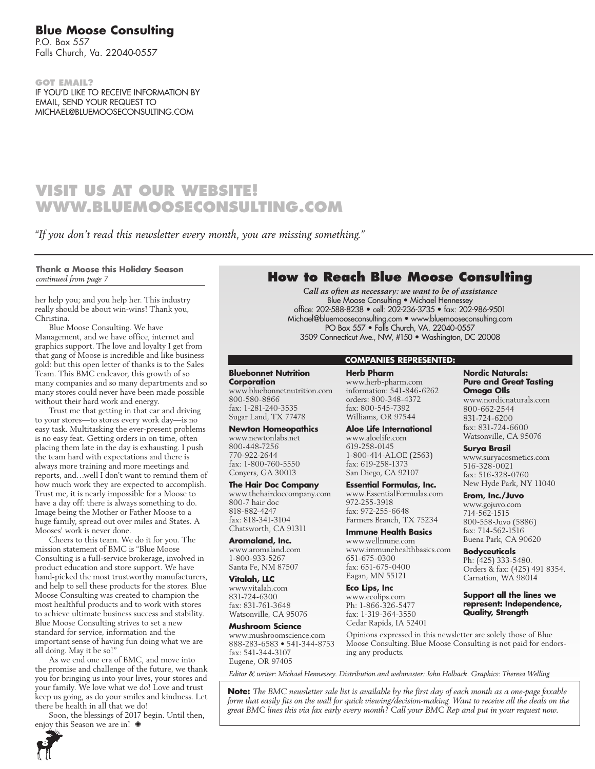**Blue Moose Consulting**
P.O. Box 557
Falls Church, Va. 22040-0557

**GOT EMAIL?**
IF YOU'D LIKE TO RECEIVE INFORMATION BY EMAIL, SEND YOUR REQUEST TO MICHAEL@BLUEMOOSECONSULTING.COM

## VISIT US AT OUR WEBSITE! WWW.BLUEMOOSECONSULTING.COM

*"If you don't read this newsletter every month, you are missing something."*

**Thank a Moose this Holiday Season**
*continued from page 7*

her help you; and you help her. This industry really should be about win-wins! Thank you, Christina.

Blue Moose Consulting. We have Management, and we have office, internet and graphics support. The love and loyalty I get from that gang of Moose is incredible and like business gold: but this open letter of thanks is to the Sales Team. This BMC endeavor, this growth of so many companies and so many departments and so many stores could never have been made possible without their hard work and energy.

Trust me that getting in that car and driving to your stores—to stores every work day—is no easy task. Multitasking the ever-present problems is no easy feat. Getting orders in on time, often placing them late in the day is exhausting. I push the team hard with expectations and there is always more training and more meetings and reports, and…well I don't want to remind them of how much work they are expected to accomplish. Trust me, it is nearly impossible for a Moose to have a day off: there is always something to do. Image being the Mother or Father Moose to a huge family, spread out over miles and States. A Mooses' work is never done.

Cheers to this team. We do it for you. The mission statement of BMC is "Blue Moose Consulting is a full-service brokerage, involved in product education and store support. We have hand-picked the most trustworthy manufacturers, and help to sell these products for the stores. Blue Moose Consulting was created to champion the most healthful products and to work with stores to achieve ultimate business success and stability. Blue Moose Consulting strives to set a new standard for service, information and the important sense of having fun doing what we are all doing. May it be so!"

As we end one era of BMC, and move into the promise and challenge of the future, we thank you for bringing us into your lives, your stores and your family. We love what we do! Love and trust keep us going, as do your smiles and kindness. Let there be health in all that we do!

Soon, the blessings of 2017 begin. Until then, enjoy this Season we are in! ❋

## How to Reach Blue Moose Consulting

*Call as often as necessary: we want to be of assistance*
Blue Moose Consulting • Michael Hennessey
office: 202-588-8238 • cell: 202-236-3735 • fax: 202-986-9501
Michael@bluemooseconsulting.com • www.bluemooseconsulting.com
PO Box 557 • Falls Church, VA. 22040-0557
3509 Connecticut Ave., NW, #150 • Washington, DC 20008

### COMPANIES REPRESENTED:

**Bluebonnet Nutrition Corporation**
www.bluebonnetnutrition.com
800-580-8866
fax: 1-281-240-3535
Sugar Land, TX 77478

**Newton Homeopathics**
www.newtonlabs.net
800-448-7256
770-922-2644
fax: 1-800-760-5550
Conyers, GA 30013

**The Hair Doc Company**
www.thehairdoccompany.com
800-7 hair doc
818-882-4247
fax: 818-341-3104
Chatsworth, CA 91311

**Aromaland, Inc.**
www.aromaland.com
1-800-933-5267
Santa Fe, NM 87507

**Vitalah, LLC**
www.vitalah.com
831-724-6300
fax: 831-761-3648
Watsonville, CA 95076

**Mushroom Science**
www.mushroomscience.com
888-283-6583 • 541-344-8753
fax: 541-344-3107
Eugene, OR 97405

**Herb Pharm**
www.herb-pharm.com
information: 541-846-6262
orders: 800-348-4372
fax: 800-545-7392
Williams, OR 97544

**Aloe Life International**
www.aloelife.com
619-258-0145
1-800-414-ALOE (2563)
fax: 619-258-1373
San Diego, CA 92107

**Essential Formulas, Inc.**
www.EssentialFormulas.com
972-255-3918
fax: 972-255-6648
Farmers Branch, TX 75234

**Immune Health Basics**
www.wellmune.com
www.immunehealthbasics.com
651-675-0300
fax: 651-675-0400
Eagan, MN 55121

**Eco Lips, Inc**
www.ecolips.com
Ph: 1-866-326-5477
fax: 1-319-364-3550
Cedar Rapids, IA 52401

**Nordic Naturals: Pure and Great Tasting Omega OIls**
www.nordicnaturals.com
800-662-2544
831-724-6200
fax: 831-724-6600
Watsonville, CA 95076

**Surya Brasil**
www.suryacosmetics.com
516-328-0021
fax: 516-328-0760
New Hyde Park, NY 11040

**Erom, Inc./Juvo**
www.gojuvo.com
714-562-1515
800-558-Juvo (5886)
fax: 714-562-1516
Buena Park, CA 90620

**Bodyceuticals**
Ph: (425) 333-5480.
Orders & fax: (425) 491 8354.
Carnation, WA 98014

**Support all the lines we represent: Independence, Quality, Strength**

Opinions expressed in this newsletter are solely those of Blue Moose Consulting. Blue Moose Consulting is not paid for endorsing any products.

*Editor & writer: Michael Hennessey. Distribution and webmaster: John Holback. Graphics: Theresa Welling*

**Note:** *The BMC newsletter sale list is available by the first day of each month as a one-page faxable form that easily fits on the wall for quick viewing/decision-making. Want to receive all the deals on the great BMC lines this via fax early every month? Call your BMC Rep and put in your request now.*